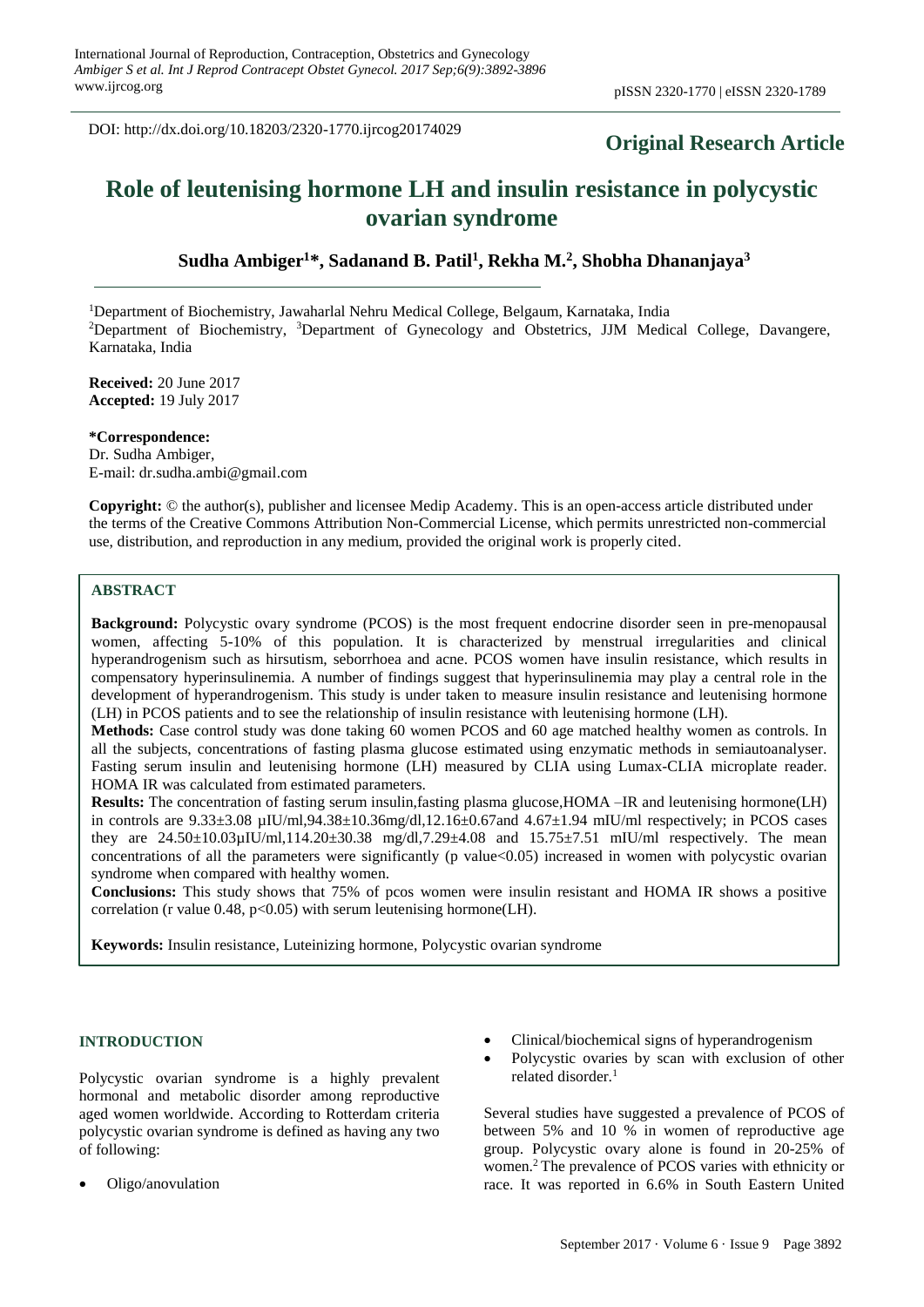DOI: http://dx.doi.org/10.18203/2320-1770.ijrcog20174029

**Original Research Article**

# Role of leutenising hormone LH and insulin resistance in polycystic ovarian syndrome

**Sudha Ambiger[1]\*, Sadanand B. Patil[1], Rekha M.[2], Shobha Dhananjaya[3]**

[1]Department of Biochemistry, Jawaharlal Nehru Medical College, Belgaum, Karnataka, India
[2]Department of Biochemistry, [3]Department of Gynecology and Obstetrics, JJM Medical College, Davangere, Karnataka, India

**Received:** 20 June 2017
**Accepted:** 19 July 2017

**\*Correspondence:**
Dr. Sudha Ambiger,
E-mail: dr.sudha.ambi@gmail.com

**Copyright:** © the author(s), publisher and licensee Medip Academy. This is an open-access article distributed under the terms of the Creative Commons Attribution Non-Commercial License, which permits unrestricted non-commercial use, distribution, and reproduction in any medium, provided the original work is properly cited.

## ABSTRACT

**Background:** Polycystic ovary syndrome (PCOS) is the most frequent endocrine disorder seen in pre-menopausal women, affecting 5-10% of this population. It is characterized by menstrual irregularities and clinical hyperandrogenism such as hirsutism, seborrhoea and acne. PCOS women have insulin resistance, which results in compensatory hyperinsulinemia. A number of findings suggest that hyperinsulinemia may play a central role in the development of hyperandrogenism. This study is under taken to measure insulin resistance and leutenising hormone (LH) in PCOS patients and to see the relationship of insulin resistance with leutenising hormone (LH).

**Methods:** Case control study was done taking 60 women PCOS and 60 age matched healthy women as controls. In all the subjects, concentrations of fasting plasma glucose estimated using enzymatic methods in semiautoanalyser. Fasting serum insulin and leutenising hormone (LH) measured by CLIA using Lumax-CLIA microplate reader. HOMA IR was calculated from estimated parameters.

**Results:** The concentration of fasting serum insulin,fasting plasma glucose,HOMA –IR and leutenising hormone(LH) in controls are 9.33±3.08 µIU/ml,94.38±10.36mg/dl,12.16±0.67and 4.67±1.94 mIU/ml respectively; in PCOS cases they are 24.50±10.03µIU/ml,114.20±30.38 mg/dl,7.29±4.08 and 15.75±7.51 mIU/ml respectively. The mean concentrations of all the parameters were significantly (p value<0.05) increased in women with polycystic ovarian syndrome when compared with healthy women.

**Conclusions:** This study shows that 75% of pcos women were insulin resistant and HOMA IR shows a positive correlation (r value 0.48, p<0.05) with serum leutenising hormone(LH).

**Keywords:** Insulin resistance, Luteinizing hormone, Polycystic ovarian syndrome

## INTRODUCTION

Polycystic ovarian syndrome is a highly prevalent hormonal and metabolic disorder among reproductive aged women worldwide. According to Rotterdam criteria polycystic ovarian syndrome is defined as having any two of following:

- Oligo/anovulation
- Clinical/biochemical signs of hyperandrogenism
- Polycystic ovaries by scan with exclusion of other related disorder.[1]

Several studies have suggested a prevalence of PCOS of between 5% and 10 % in women of reproductive age group. Polycystic ovary alone is found in 20-25% of women.[2] The prevalence of PCOS varies with ethnicity or race. It was reported in 6.6% in South Eastern United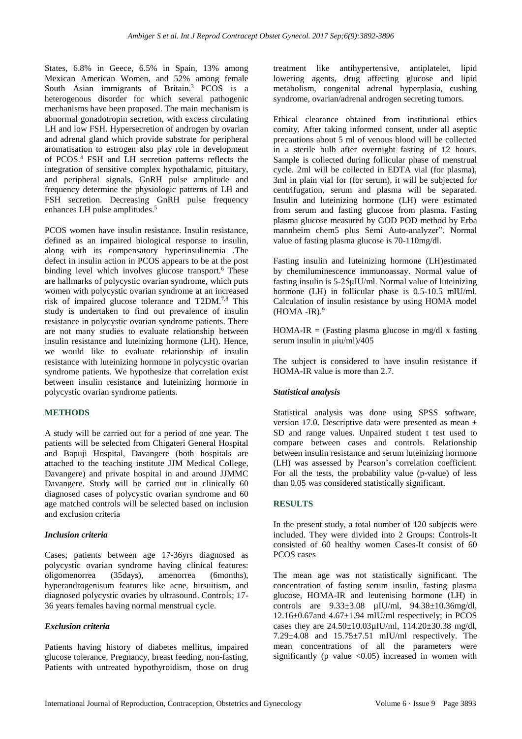States, 6.8% in Geece, 6.5% in Spain, 13% among Mexican American Women, and 52% among female South Asian immigrants of Britain.[3] PCOS is a heterogenous disorder for which several pathogenic mechanisms have been proposed. The main mechanism is abnormal gonadotropin secretion, with excess circulating LH and low FSH. Hypersecretion of androgen by ovarian and adrenal gland which provide substrate for peripheral aromatisation to estrogen also play role in development of PCOS.[4] FSH and LH secretion patterns reflects the integration of sensitive complex hypothalamic, pituitary, and peripheral signals. GnRH pulse amplitude and frequency determine the physiologic patterns of LH and FSH secretion. Decreasing GnRH pulse frequency enhances LH pulse amplitudes.[5]

PCOS women have insulin resistance. Insulin resistance, defined as an impaired biological response to insulin, along with its compensatory hyperinsulinemia .The defect in insulin action in PCOS appears to be at the post binding level which involves glucose transport.[6] These are hallmarks of polycystic ovarian syndrome, which puts women with polycystic ovarian syndrome at an increased risk of impaired glucose tolerance and T2DM.[7,8] This study is undertaken to find out prevalence of insulin resistance in polycystic ovarian syndrome patients. There are not many studies to evaluate relationship between insulin resistance and luteinizing hormone (LH). Hence, we would like to evaluate relationship of insulin resistance with luteinizing hormone in polycystic ovarian syndrome patients. We hypothesize that correlation exist between insulin resistance and luteinizing hormone in polycystic ovarian syndrome patients.

## METHODS

A study will be carried out for a period of one year. The patients will be selected from Chigateri General Hospital and Bapuji Hospital, Davangere (both hospitals are attached to the teaching institute JJM Medical College, Davangere) and private hospital in and around JJMMC Davangere. Study will be carried out in clinically 60 diagnosed cases of polycystic ovarian syndrome and 60 age matched controls will be selected based on inclusion and exclusion criteria

### *Inclusion criteria*

Cases; patients between age 17-36yrs diagnosed as polycystic ovarian syndrome having clinical features: oligomenorrea (35days), amenorrea (6months), hyperandrogenisum features like acne, hirsuitism, and diagnosed polycystic ovaries by ultrasound. Controls; 17-36 years females having normal menstrual cycle.

### *Exclusion criteria*

Patients having history of diabetes mellitus, impaired glucose tolerance, Pregnancy, breast feeding, non-fasting, Patients with untreated hypothyroidism, those on drug treatment like antihypertensive, antiplatelet, lipid lowering agents, drug affecting glucose and lipid metabolism, congenital adrenal hyperplasia, cushing syndrome, ovarian/adrenal androgen secreting tumors.

Ethical clearance obtained from institutional ethics comity. After taking informed consent, under all aseptic precautions about 5 ml of venous blood will be collected in a sterile bulb after overnight fasting of 12 hours. Sample is collected during follicular phase of menstrual cycle. 2ml will be collected in EDTA vial (for plasma), 3ml in plain vial for (for serum), it will be subjected for centrifugation, serum and plasma will be separated. Insulin and luteinizing hormone (LH) were estimated from serum and fasting glucose from plasma. Fasting plasma glucose measured by GOD POD method by Erba mannheim chem5 plus Semi Auto-analyzer". Normal value of fasting plasma glucose is 70-110mg/dl.

Fasting insulin and luteinizing hormone (LH)estimated by chemiluminescence immunoassay. Normal value of fasting insulin is 5-25μIU/ml. Normal value of luteinizing hormone (LH) in follicular phase is 0.5-10.5 mIU/ml. Calculation of insulin resistance by using HOMA model (HOMA -IR).[9]

HOMA-IR = (Fasting plasma glucose in mg/dl x fasting serum insulin in μiu/ml)/405

The subject is considered to have insulin resistance if HOMA-IR value is more than 2.7.

### *Statistical analysis*

Statistical analysis was done using SPSS software, version 17.0. Descriptive data were presented as mean ± SD and range values. Unpaired student t test used to compare between cases and controls. Relationship between insulin resistance and serum luteinizing hormone (LH) was assessed by Pearson's correlation coefficient. For all the tests, the probability value (p-value) of less than 0.05 was considered statistically significant.

## RESULTS

In the present study, a total number of 120 subjects were included. They were divided into 2 Groups: Controls-It consisted of 60 healthy women Cases-It consist of 60 PCOS cases

The mean age was not statistically significant. The concentration of fasting serum insulin, fasting plasma glucose, HOMA-IR and leutenising hormone (LH) in controls are 9.33±3.08 μIU/ml, 94.38±10.36mg/dl, 12.16±0.67and 4.67±1.94 mIU/ml respectively; in PCOS cases they are 24.50±10.03μIU/ml, 114.20±30.38 mg/dl, 7.29±4.08 and 15.75±7.51 mIU/ml respectively. The mean concentrations of all the parameters were significantly (p value <0.05) increased in women with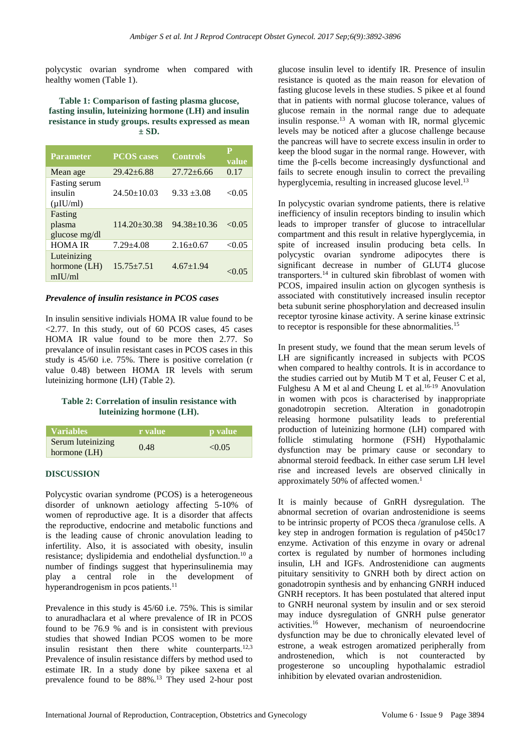polycystic ovarian syndrome when compared with healthy women (Table 1).

**Table 1: Comparison of fasting plasma glucose, fasting insulin, luteinizing hormone (LH) and insulin resistance in study groups. results expressed as mean ± SD.**

| Parameter | PCOS cases | Controls | P value |
|---|---|---|---|
| Mean age | 29.42±6.88 | 27.72±6.66 | 0.17 |
| Fasting serum insulin (µIU/ml) | 24.50±10.03 | 9.33 ±3.08 | <0.05 |
| Fasting plasma glucose mg/dl | 114.20±30.38 | 94.38±10.36 | <0.05 |
| HOMA IR | 7.29±4.08 | 2.16±0.67 | <0.05 |
| Luteinizing hormone (LH) mIU/ml | 15.75±7.51 | 4.67±1.94 | <0.05 |

***Prevalence of insulin resistance in PCOS cases***

In insulin sensitive indivials HOMA IR value found to be <2.77. In this study, out of 60 PCOS cases, 45 cases HOMA IR value found to be more then 2.77. So prevalance of insulin resistant cases in PCOS cases in this study is 45/60 i.e. 75%. There is positive correlation (r value 0.48) between HOMA IR levels with serum luteinizing hormone (LH) (Table 2).

**Table 2: Correlation of insulin resistance with luteinizing hormone (LH).**

| Variables | r value | p value |
|---|---|---|
| Serum luteinizing hormone (LH) | 0.48 | <0.05 |

## DISCUSSION

Polycystic ovarian syndrome (PCOS) is a heterogeneous disorder of unknown aetiology affecting 5-10% of women of reproductive age. It is a disorder that affects the reproductive, endocrine and metabolic functions and is the leading cause of chronic anovulation leading to infertility. Also, it is associated with obesity, insulin resistance; dyslipidemia and endothelial dysfunction.[10] a number of findings suggest that hyperinsulinemia may play a central role in the development of hyperandrogenism in pcos patients.[11]

Prevalence in this study is 45/60 i.e. 75%. This is similar to anuradhaclara et al where prevalence of IR in PCOS found to be 76.9 % and is in consistent with previous studies that showed Indian PCOS women to be more insulin resistant then there white counterparts.[12,3] Prevalence of insulin resistance differs by method used to estimate IR. In a study done by pikee saxena et al prevalence found to be 88%.[13] They used 2-hour post glucose insulin level to identify IR. Presence of insulin resistance is quoted as the main reason for elevation of fasting glucose levels in these studies. S pikee et al found that in patients with normal glucose tolerance, values of glucose remain in the normal range due to adequate insulin response.[13] A woman with IR, normal glycemic levels may be noticed after a glucose challenge because the pancreas will have to secrete excess insulin in order to keep the blood sugar in the normal range. However, with time the β-cells become increasingly dysfunctional and fails to secrete enough insulin to correct the prevailing hyperglycemia, resulting in increased glucose level.[13]

In polycystic ovarian syndrome patients, there is relative inefficiency of insulin receptors binding to insulin which leads to improper transfer of glucose to intracellular compartment and this result in relative hyperglycemia, in spite of increased insulin producing beta cells. In polycystic ovarian syndrome adipocytes there is significant decrease in number of GLUT4 glucose transporters.[14] in cultured skin fibroblast of women with PCOS, impaired insulin action on glycogen synthesis is associated with constitutively increased insulin receptor beta subunit serine phosphorylation and decreased insulin receptor tyrosine kinase activity. A serine kinase extrinsic to receptor is responsible for these abnormalities.[15]

In present study, we found that the mean serum levels of LH are significantly increased in subjects with PCOS when compared to healthy controls. It is in accordance to the studies carried out by Mutib M T et al, Feuser C et al, Fulghesu A M et al and Cheung L et al.[16-19] Anovulation in women with pcos is characterised by inappropriate gonadotropin secretion. Alteration in gonadotropin releasing hormone pulsatility leads to preferential production of luteinizing hormone (LH) compared with follicle stimulating hormone (FSH) Hypothalamic dysfunction may be primary cause or secondary to abnormal steroid feedback. In either case serum LH level rise and increased levels are observed clinically in approximately 50% of affected women.[1]

It is mainly because of GnRH dysregulation. The abnormal secretion of ovarian androstenidione is seems to be intrinsic property of PCOS theca /granulose cells. A key step in androgen formation is regulation of p450c17 enzyme. Activation of this enzyme in ovary or adrenal cortex is regulated by number of hormones including insulin, LH and IGFs. Androstenidione can augments pituitary sensitivity to GNRH both by direct action on gonadotropin synthesis and by enhancing GNRH induced GNRH receptors. It has been postulated that altered input to GNRH neuronal system by insulin and or sex steroid may induce dysregulation of GNRH pulse generator activities.[16] However, mechanism of neuroendocrine dysfunction may be due to chronically elevated level of estrone, a weak estrogen aromatized peripherally from androstenedion, which is not counteracted by progesterone so uncoupling hypothalamic estradiol inhibition by elevated ovarian androstenidion.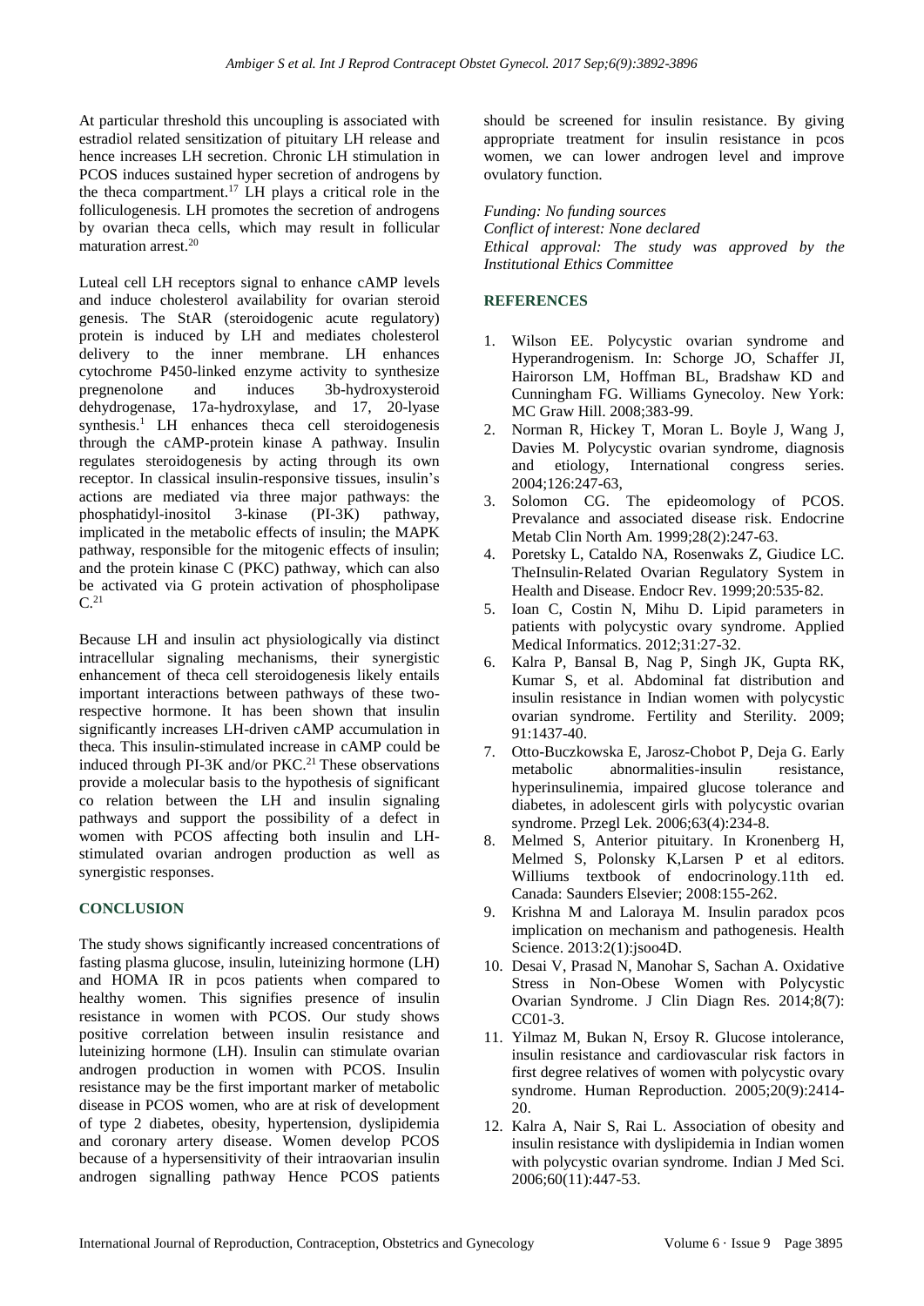At particular threshold this uncoupling is associated with estradiol related sensitization of pituitary LH release and hence increases LH secretion. Chronic LH stimulation in PCOS induces sustained hyper secretion of androgens by the theca compartment.[17] LH plays a critical role in the folliculogenesis. LH promotes the secretion of androgens by ovarian theca cells, which may result in follicular maturation arrest.[20]

Luteal cell LH receptors signal to enhance cAMP levels and induce cholesterol availability for ovarian steroid genesis. The StAR (steroidogenic acute regulatory) protein is induced by LH and mediates cholesterol delivery to the inner membrane. LH enhances cytochrome P450-linked enzyme activity to synthesize pregnenolone and induces 3b-hydroxysteroid dehydrogenase, 17a-hydroxylase, and 17, 20-lyase synthesis.[1] LH enhances theca cell steroidogenesis through the cAMP-protein kinase A pathway. Insulin regulates steroidogenesis by acting through its own receptor. In classical insulin-responsive tissues, insulin's actions are mediated via three major pathways: the phosphatidyl-inositol 3-kinase (PI-3K) pathway, implicated in the metabolic effects of insulin; the MAPK pathway, responsible for the mitogenic effects of insulin; and the protein kinase C (PKC) pathway, which can also be activated via G protein activation of phospholipase C.[21]

Because LH and insulin act physiologically via distinct intracellular signaling mechanisms, their synergistic enhancement of theca cell steroidogenesis likely entails important interactions between pathways of these two-respective hormone. It has been shown that insulin significantly increases LH-driven cAMP accumulation in theca. This insulin-stimulated increase in cAMP could be induced through PI-3K and/or PKC.[21] These observations provide a molecular basis to the hypothesis of significant co relation between the LH and insulin signaling pathways and support the possibility of a defect in women with PCOS affecting both insulin and LH-stimulated ovarian androgen production as well as synergistic responses.

## CONCLUSION

The study shows significantly increased concentrations of fasting plasma glucose, insulin, luteinizing hormone (LH) and HOMA IR in pcos patients when compared to healthy women. This signifies presence of insulin resistance in women with PCOS. Our study shows positive correlation between insulin resistance and luteinizing hormone (LH). Insulin can stimulate ovarian androgen production in women with PCOS. Insulin resistance may be the first important marker of metabolic disease in PCOS women, who are at risk of development of type 2 diabetes, obesity, hypertension, dyslipidemia and coronary artery disease. Women develop PCOS because of a hypersensitivity of their intraovarian insulin androgen signalling pathway Hence PCOS patients should be screened for insulin resistance. By giving appropriate treatment for insulin resistance in pcos women, we can lower androgen level and improve ovulatory function.

*Funding: No funding sources*
*Conflict of interest: None declared*
*Ethical approval: The study was approved by the Institutional Ethics Committee*

## REFERENCES

1. Wilson EE. Polycystic ovarian syndrome and Hyperandrogenism. In: Schorge JO, Schaffer JI, Hairorson LM, Hoffman BL, Bradshaw KD and Cunningham FG. Williams Gynecoloy. New York: MC Graw Hill. 2008;383-99.
2. Norman R, Hickey T, Moran L. Boyle J, Wang J, Davies M. Polycystic ovarian syndrome, diagnosis and etiology, International congress series. 2004;126:247-63,
3. Solomon CG. The epideomology of PCOS. Prevalance and associated disease risk. Endocrine Metab Clin North Am. 1999;28(2):247-63.
4. Poretsky L, Cataldo NA, Rosenwaks Z, Giudice LC. TheInsulin-Related Ovarian Regulatory System in Health and Disease. Endocr Rev. 1999;20:535-82.
5. Ioan C, Costin N, Mihu D. Lipid parameters in patients with polycystic ovary syndrome. Applied Medical Informatics. 2012;31:27-32.
6. Kalra P, Bansal B, Nag P, Singh JK, Gupta RK, Kumar S, et al. Abdominal fat distribution and insulin resistance in Indian women with polycystic ovarian syndrome. Fertility and Sterility. 2009; 91:1437-40.
7. Otto-Buczkowska E, Jarosz-Chobot P, Deja G. Early metabolic abnormalities-insulin resistance, hyperinsulinemia, impaired glucose tolerance and diabetes, in adolescent girls with polycystic ovarian syndrome. Przegl Lek. 2006;63(4):234-8.
8. Melmed S, Anterior pituitary. In Kronenberg H, Melmed S, Polonsky K,Larsen P et al editors. Williums textbook of endocrinology.11th ed. Canada: Saunders Elsevier; 2008:155-262.
9. Krishna M and Laloraya M. Insulin paradox pcos implication on mechanism and pathogenesis. Health Science. 2013:2(1):jsoo4D.
10. Desai V, Prasad N, Manohar S, Sachan A. Oxidative Stress in Non-Obese Women with Polycystic Ovarian Syndrome. J Clin Diagn Res. 2014;8(7): CC01-3.
11. Yilmaz M, Bukan N, Ersoy R. Glucose intolerance, insulin resistance and cardiovascular risk factors in first degree relatives of women with polycystic ovary syndrome. Human Reproduction. 2005;20(9):2414-20.
12. Kalra A, Nair S, Rai L. Association of obesity and insulin resistance with dyslipidemia in Indian women with polycystic ovarian syndrome. Indian J Med Sci. 2006;60(11):447-53.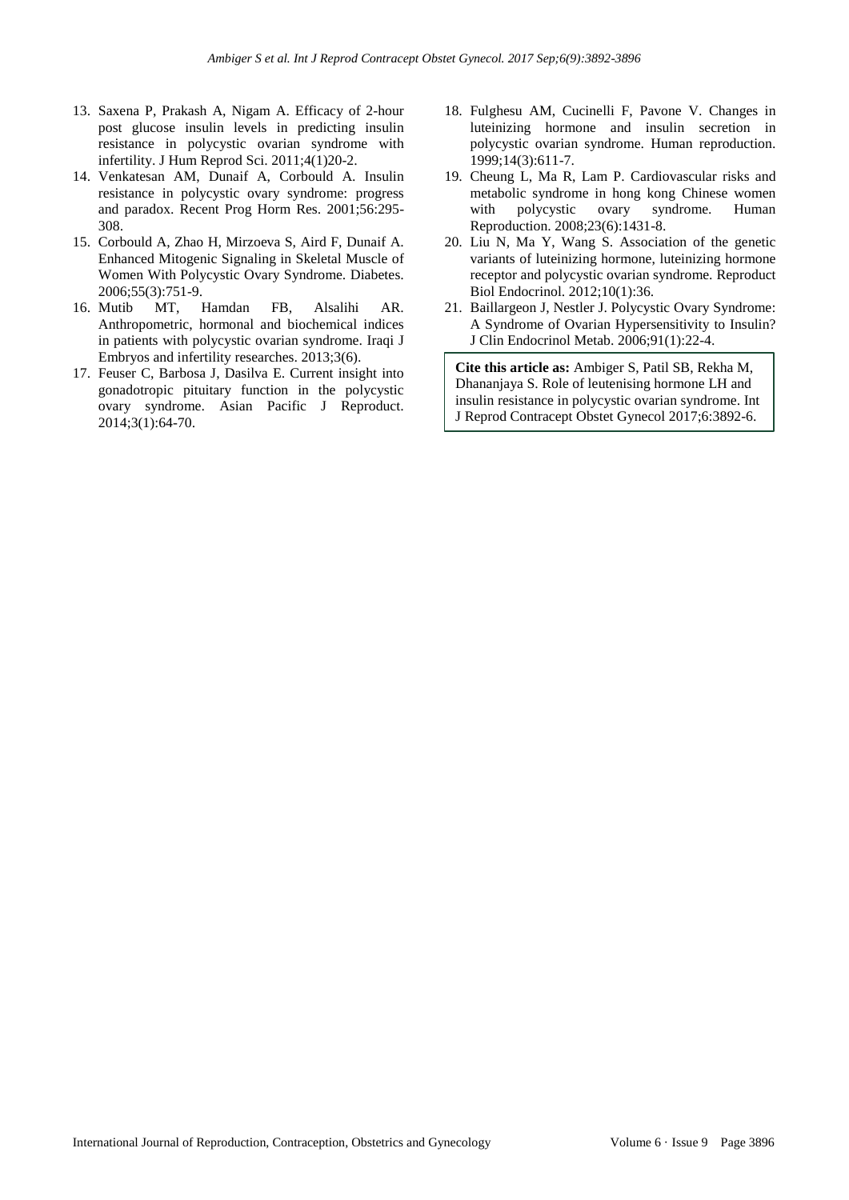13. Saxena P, Prakash A, Nigam A. Efficacy of 2-hour post glucose insulin levels in predicting insulin resistance in polycystic ovarian syndrome with infertility. J Hum Reprod Sci. 2011;4(1)20-2.
14. Venkatesan AM, Dunaif A, Corbould A. Insulin resistance in polycystic ovary syndrome: progress and paradox. Recent Prog Horm Res. 2001;56:295-308.
15. Corbould A, Zhao H, Mirzoeva S, Aird F, Dunaif A. Enhanced Mitogenic Signaling in Skeletal Muscle of Women With Polycystic Ovary Syndrome. Diabetes. 2006;55(3):751-9.
16. Mutib MT, Hamdan FB, Alsalihi AR. Anthropometric, hormonal and biochemical indices in patients with polycystic ovarian syndrome. Iraqi J Embryos and infertility researches. 2013;3(6).
17. Feuser C, Barbosa J, Dasilva E. Current insight into gonadotropic pituitary function in the polycystic ovary syndrome. Asian Pacific J Reproduct. 2014;3(1):64-70.
18. Fulghesu AM, Cucinelli F, Pavone V. Changes in luteinizing hormone and insulin secretion in polycystic ovarian syndrome. Human reproduction. 1999;14(3):611-7.
19. Cheung L, Ma R, Lam P. Cardiovascular risks and metabolic syndrome in hong kong Chinese women with polycystic ovary syndrome. Human Reproduction. 2008;23(6):1431-8.
20. Liu N, Ma Y, Wang S. Association of the genetic variants of luteinizing hormone, luteinizing hormone receptor and polycystic ovarian syndrome. Reproduct Biol Endocrinol. 2012;10(1):36.
21. Baillargeon J, Nestler J. Polycystic Ovary Syndrome: A Syndrome of Ovarian Hypersensitivity to Insulin? J Clin Endocrinol Metab. 2006;91(1):22-4.

**Cite this article as:** Ambiger S, Patil SB, Rekha M, Dhananjaya S. Role of leutenising hormone LH and insulin resistance in polycystic ovarian syndrome. Int J Reprod Contracept Obstet Gynecol 2017;6:3892-6.